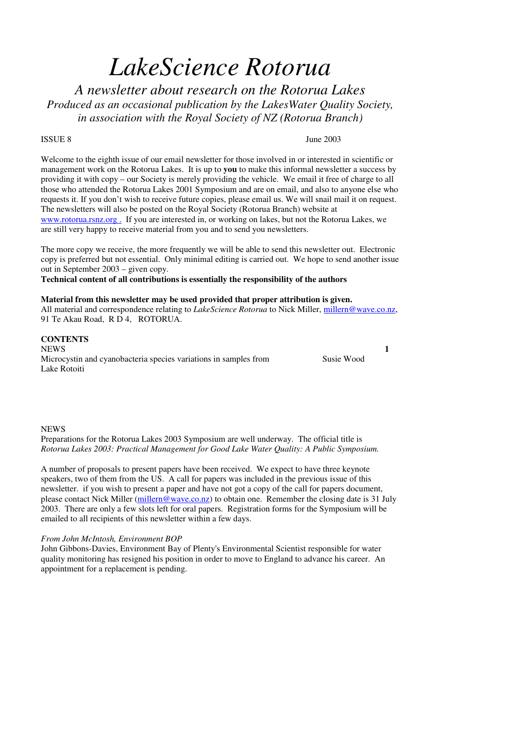# *LakeScience Rotorua*

## *A newsletter about research on the Rotorua Lakes*

*Produced as an occasional publication by the LakesWater Quality Society, in association with the Royal Society of NZ (Rotorua Branch)*

ISSUE 8 June 2003

Welcome to the eighth issue of our email newsletter for those involved in or interested in scientific or management work on the Rotorua Lakes. It is up to **you** to make this informal newsletter a success by providing it with copy – our Society is merely providing the vehicle. We email it free of charge to all those who attended the Rotorua Lakes 2001 Symposium and are on email, and also to anyone else who requests it. If you don't wish to receive future copies, please email us. We will snail mail it on request. The newsletters will also be posted on the Royal Society (Rotorua Branch) website at www.rotorua.rsnz.org . If you are interested in, or working on lakes, but not the Rotorua Lakes, we are still very happy to receive material from you and to send you newsletters.

The more copy we receive, the more frequently we will be able to send this newsletter out. Electronic copy is preferred but not essential. Only minimal editing is carried out. We hope to send another issue out in September 2003 – given copy.

**Technical content of all contributions is essentially the responsibility of the authors**

**Material from this newsletter may be used provided that proper attribution is given.**

All material and correspondence relating to *LakeScience Rotorua* to Nick Miller, millern@wave.co.nz, 91 Te Akau Road, R D 4, ROTORUA.

**CONTENTS**

| | | |
|---|---|---|
| NEWS | | **1** |
| Microcystin and cyanobacteria species variations in samples from Lake Rotoiti | Susie Wood | |

NEWS

Preparations for the Rotorua Lakes 2003 Symposium are well underway. The official title is *Rotorua Lakes 2003: Practical Management for Good Lake Water Quality: A Public Symposium.*

A number of proposals to present papers have been received. We expect to have three keynote speakers, two of them from the US. A call for papers was included in the previous issue of this newsletter. if you wish to present a paper and have not got a copy of the call for papers document, please contact Nick Miller (millern@wave.co.nz) to obtain one. Remember the closing date is 31 July 2003. There are only a few slots left for oral papers. Registration forms for the Symposium will be emailed to all recipients of this newsletter within a few days.

*From John McIntosh, Environment BOP*

John Gibbons-Davies, Environment Bay of Plenty's Environmental Scientist responsible for water quality monitoring has resigned his position in order to move to England to advance his career. An appointment for a replacement is pending.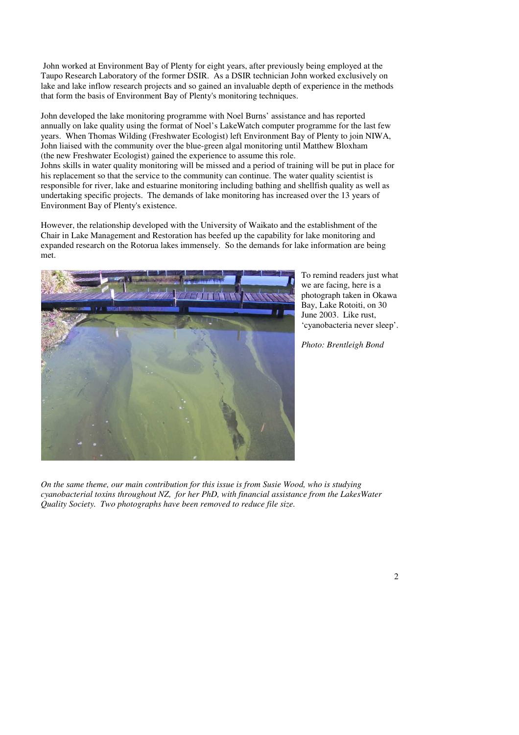John worked at Environment Bay of Plenty for eight years, after previously being employed at the Taupo Research Laboratory of the former DSIR. As a DSIR technician John worked exclusively on lake and lake inflow research projects and so gained an invaluable depth of experience in the methods that form the basis of Environment Bay of Plenty's monitoring techniques.

John developed the lake monitoring programme with Noel Burns' assistance and has reported annually on lake quality using the format of Noel's LakeWatch computer programme for the last few years. When Thomas Wilding (Freshwater Ecologist) left Environment Bay of Plenty to join NIWA, John liaised with the community over the blue-green algal monitoring until Matthew Bloxham (the new Freshwater Ecologist) gained the experience to assume this role.
Johns skills in water quality monitoring will be missed and a period of training will be put in place for his replacement so that the service to the community can continue. The water quality scientist is responsible for river, lake and estuarine monitoring including bathing and shellfish quality as well as undertaking specific projects. The demands of lake monitoring has increased over the 13 years of Environment Bay of Plenty's existence.

However, the relationship developed with the University of Waikato and the establishment of the Chair in Lake Management and Restoration has beefed up the capability for lake monitoring and expanded research on the Rotorua lakes immensely. So the demands for lake information are being met.

To remind readers just what we are facing, here is a photograph taken in Okawa Bay, Lake Rotoiti, on 30 June 2003. Like rust, 'cyanobacteria never sleep'.

*Photo: Brentleigh Bond*

*On the same theme, our main contribution for this issue is from Susie Wood, who is studying cyanobacterial toxins throughout NZ, for her PhD, with financial assistance from the LakesWater Quality Society. Two photographs have been removed to reduce file size.*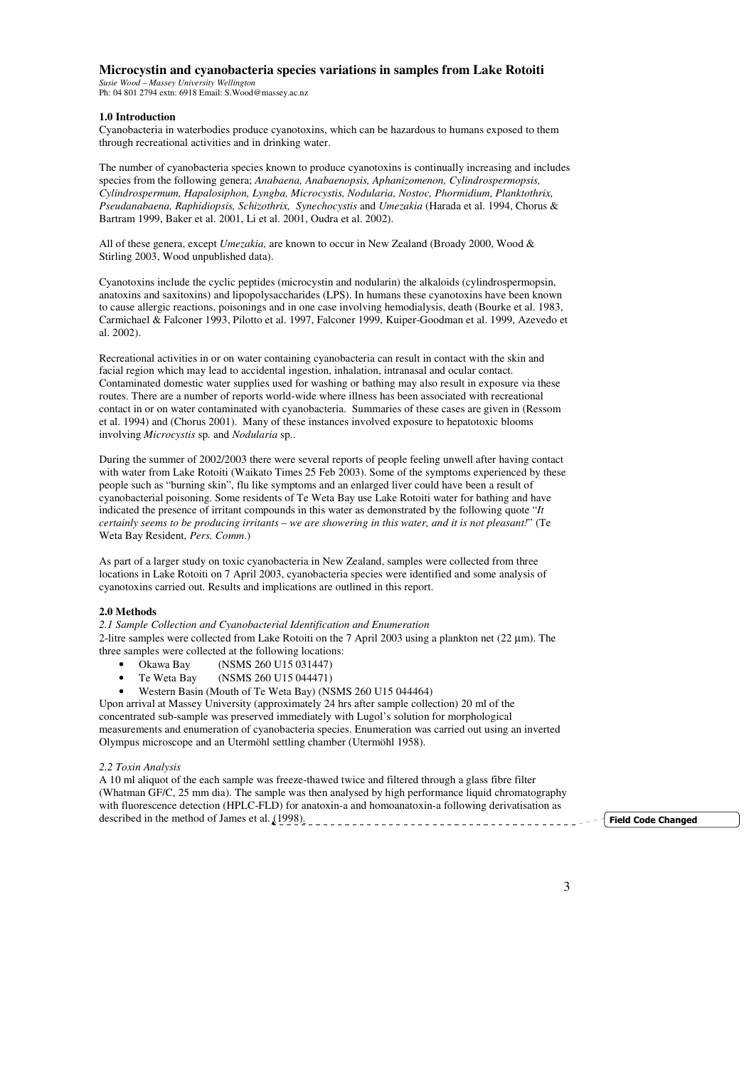# Microcystin and cyanobacteria species variations in samples from Lake Rotoiti

*Susie Wood – Massey University Wellington*
Ph: 04 801 2794 extn: 6918 Email: S.Wood@massey.ac.nz

## 1.0 Introduction

Cyanobacteria in waterbodies produce cyanotoxins, which can be hazardous to humans exposed to them through recreational activities and in drinking water.

The number of cyanobacteria species known to produce cyanotoxins is continually increasing and includes species from the following genera; *Anabaena, Anabaenopsis, Aphanizomenon, Cylindrospermopsis, Cylindrospermum, Hapalosiphon, Lyngba, Microcystis, Nodularia, Nostoc, Phormidium, Planktothrix, Pseudanabaena, Raphidiopsis, Schizothrix, Synechocystis* and *Umezakia* (Harada et al. 1994, Chorus & Bartram 1999, Baker et al. 2001, Li et al. 2001, Oudra et al. 2002).

All of these genera, except *Umezakia,* are known to occur in New Zealand (Broady 2000, Wood & Stirling 2003, Wood unpublished data).

Cyanotoxins include the cyclic peptides (microcystin and nodularin) the alkaloids (cylindrospermopsin, anatoxins and saxitoxins) and lipopolysaccharides (LPS). In humans these cyanotoxins have been known to cause allergic reactions, poisonings and in one case involving hemodialysis, death (Bourke et al. 1983, Carmichael & Falconer 1993, Pilotto et al. 1997, Falconer 1999, Kuiper-Goodman et al. 1999, Azevedo et al. 2002).

Recreational activities in or on water containing cyanobacteria can result in contact with the skin and facial region which may lead to accidental ingestion, inhalation, intranasal and ocular contact. Contaminated domestic water supplies used for washing or bathing may also result in exposure via these routes. There are a number of reports world-wide where illness has been associated with recreational contact in or on water contaminated with cyanobacteria. Summaries of these cases are given in (Ressom et al. 1994) and (Chorus 2001). Many of these instances involved exposure to hepatotoxic blooms involving *Microcystis* sp. and *Nodularia* sp..

During the summer of 2002/2003 there were several reports of people feeling unwell after having contact with water from Lake Rotoiti (Waikato Times 25 Feb 2003). Some of the symptoms experienced by these people such as "burning skin", flu like symptoms and an enlarged liver could have been a result of cyanobacterial poisoning. Some residents of Te Weta Bay use Lake Rotoiti water for bathing and have indicated the presence of irritant compounds in this water as demonstrated by the following quote "*It certainly seems to be producing irritants – we are showering in this water, and it is not pleasant!*" (Te Weta Bay Resident, *Pers. Comm.*)

As part of a larger study on toxic cyanobacteria in New Zealand, samples were collected from three locations in Lake Rotoiti on 7 April 2003, cyanobacteria species were identified and some analysis of cyanotoxins carried out. Results and implications are outlined in this report.

## 2.0 Methods

*2.1 Sample Collection and Cyanobacterial Identification and Enumeration*

2-litre samples were collected from Lake Rotoiti on the 7 April 2003 using a plankton net (22 µm). The three samples were collected at the following locations:

- Okawa Bay (NSMS 260 U15 031447)
- Te Weta Bay (NSMS 260 U15 044471)
- Western Basin (Mouth of Te Weta Bay) (NSMS 260 U15 044464)

Upon arrival at Massey University (approximately 24 hrs after sample collection) 20 ml of the concentrated sub-sample was preserved immediately with Lugol's solution for morphological measurements and enumeration of cyanobacteria species. Enumeration was carried out using an inverted Olympus microscope and an Utermöhl settling chamber (Utermöhl 1958).

*2.2 Toxin Analysis*

A 10 ml aliquot of the each sample was freeze-thawed twice and filtered through a glass fibre filter (Whatman GF/C, 25 mm dia). The sample was then analysed by high performance liquid chromatography with fluorescence detection (HPLC-FLD) for anatoxin-a and homoanatoxin-a following derivatisation as described in the method of James et al. (1998).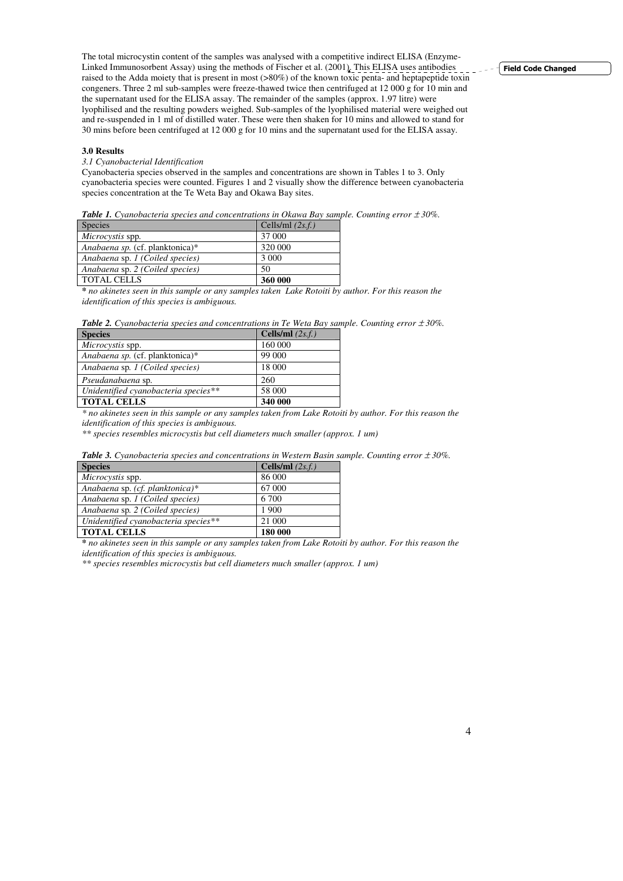The total microcystin content of the samples was analysed with a competitive indirect ELISA (Enzyme-Linked Immunosorbent Assay) using the methods of Fischer et al. (2001). This ELISA uses antibodies raised to the Adda moiety that is present in most (>80%) of the known toxic penta- and heptapeptide toxin congeners. Three 2 ml sub-samples were freeze-thawed twice then centrifuged at 12 000 g for 10 min and the supernatant used for the ELISA assay. The remainder of the samples (approx. 1.97 litre) were lyophilised and the resulting powders weighed. Sub-samples of the lyophilised material were weighed out and re-suspended in 1 ml of distilled water. These were then shaken for 10 mins and allowed to stand for 30 mins before been centrifuged at 12 000 g for 10 mins and the supernatant used for the ELISA assay.

## 3.0 Results

### *3.1 Cyanobacterial Identification*

Cyanobacteria species observed in the samples and concentrations are shown in Tables 1 to 3. Only cyanobacteria species were counted. Figures 1 and 2 visually show the difference between cyanobacteria species concentration at the Te Weta Bay and Okawa Bay sites.

***Table 1.*** *Cyanobacteria species and concentrations in Okawa Bay sample. Counting error ± 30%.*

| Species | Cells/ml *(2s.f.)* |
|---|---|
| *Microcystis* spp. | 37 000 |
| *Anabaena sp.* (cf. planktonica)* | 320 000 |
| *Anabaena* sp. *1 (Coiled species)* | 3 000 |
| *Anabaena* sp. *2 (Coiled species)* | 50 |
| TOTAL CELLS | **360 000** |

*\* no akinetes seen in this sample or any samples taken Lake Rotoiti by author. For this reason the identification of this species is ambiguous.*

***Table 2.*** *Cyanobacteria species and concentrations in Te Weta Bay sample. Counting error ± 30%.*

| **Species** | **Cells/ml** *(2s.f.)* |
|---|---|
| *Microcystis* spp. | 160 000 |
| *Anabaena sp.* (cf. planktonica)* | 99 000 |
| *Anabaena* sp. *1 (Coiled species)* | 18 000 |
| *Pseudanabaena* sp. | 260 |
| *Unidentified cyanobacteria species*** | 58 000 |
| **TOTAL CELLS** | **340 000** |

*\* no akinetes seen in this sample or any samples taken from Lake Rotoiti by author. For this reason the identification of this species is ambiguous.*

*\*\* species resembles microcystis but cell diameters much smaller (approx. 1 um)*

***Table 3.*** *Cyanobacteria species and concentrations in Western Basin sample. Counting error ± 30%.*

| **Species** | **Cells/ml** *(2s.f.)* |
|---|---|
| *Microcystis* spp. | 86 000 |
| *Anabaena* sp. *(cf. planktonica)** | 67 000 |
| *Anabaena* sp. *1 (Coiled species)* | 6 700 |
| *Anabaena* sp. *2 (Coiled species)* | 1 900 |
| *Unidentified cyanobacteria species*** | 21 000 |
| **TOTAL CELLS** | **180 000** |

*\* no akinetes seen in this sample or any samples taken from Lake Rotoiti by author. For this reason the identification of this species is ambiguous.*

*\*\* species resembles microcystis but cell diameters much smaller (approx. 1 um)*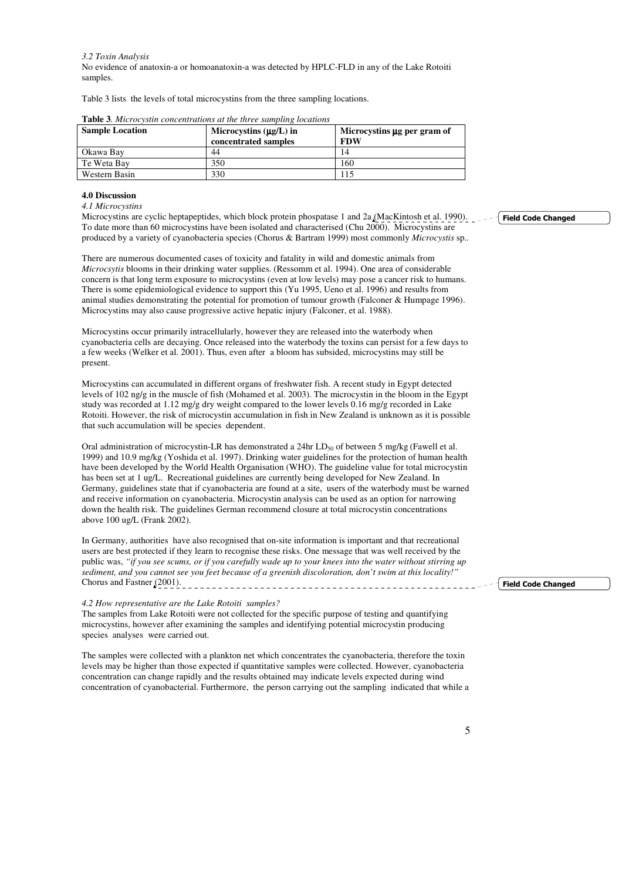*3.2 Toxin Analysis*

No evidence of anatoxin-a or homoanatoxin-a was detected by HPLC-FLD in any of the Lake Rotoiti samples.

Table 3 lists the levels of total microcystins from the three sampling locations.

**Table 3**. *Microcystin concentrations at the three sampling locations*

| Sample Location | Microcystins (µg/L) in concentrated samples | Microcystins µg per gram of FDW |
|---|---|---|
| Okawa Bay | 44 | 14 |
| Te Weta Bay | 350 | 160 |
| Western Basin | 330 | 115 |

## 4.0 Discussion

*4.1 Microcystins*

Microcystins are cyclic heptapeptides, which block protein phospatase 1 and 2a (MacKintosh et al. 1990). To date more than 60 microcystins have been isolated and characterised (Chu 2000). Microcystins are produced by a variety of cyanobacteria species (Chorus & Bartram 1999) most commonly *Microcystis* sp..

There are numerous documented cases of toxicity and fatality in wild and domestic animals from *Micrcsytis* blooms in their drinking water supplies. (Ressomm et al. 1994). One area of considerable concern is that long term exposure to microcystins (even at low levels) may pose a cancer risk to humans. There is some epidemiological evidence to support this (Yu 1995, Ueno et al. 1996) and results from animal studies demonstrating the potential for promotion of tumour growth (Falconer & Humpage 1996). Microcystins may also cause progressive active hepatic injury (Falconer, et al. 1988).

Microcystins occur primarily intracellularly, however they are released into the waterbody when cyanobacteria cells are decaying. Once released into the waterbody the toxins can persist for a few days to a few weeks (Welker et al. 2001). Thus, even after a bloom has subsided, microcystins may still be present.

Microcystins can accumulated in different organs of freshwater fish. A recent study in Egypt detected levels of 102 ng/g in the muscle of fish (Mohamed et al. 2003). The microcystin in the bloom in the Egypt study was recorded at 1.12 mg/g dry weight compared to the lower levels 0.16 mg/g recorded in Lake Rotoiti. However, the risk of microcystin accumulation in fish in New Zealand is unknown as it is possible that such accumulation will be species dependent.

Oral administration of microcystin-LR has demonstrated a 24hr $LD_{50}$ of between 5 mg/kg (Fawell et al. 1999) and 10.9 mg/kg (Yoshida et al. 1997). Drinking water guidelines for the protection of human health have been developed by the World Health Organisation (WHO). The guideline value for total microcystin has been set at 1 ug/L. Recreational guidelines are currently being developed for New Zealand. In Germany, guidelines state that if cyanobacteria are found at a site, users of the waterbody must be warned and receive information on cyanobacteria. Microcystin analysis can be used as an option for narrowing down the health risk. The guidelines German recommend closure at total microcystin concentrations above 100 ug/L (Frank 2002).

In Germany, authorities have also recognised that on-site information is important and that recreational users are best protected if they learn to recognise these risks. One message that was well received by the public was, *"if you see scums, or if you carefully wade up to your knees into the water without stirring up sediment, and you cannot see you feet because of a greenish discoloration, don't swim at this locality!"* Chorus and Fastner (2001).

*4.2 How representative are the Lake Rotoiti samples?*

The samples from Lake Rotoiti were not collected for the specific purpose of testing and quantifying microcystins, however after examining the samples and identifying potential microcystin producing species analyses were carried out.

The samples were collected with a plankton net which concentrates the cyanobacteria, therefore the toxin levels may be higher than those expected if quantitative samples were collected. However, cyanobacteria concentration can change rapidly and the results obtained may indicate levels expected during wind concentration of cyanobacterial. Furthermore, the person carrying out the sampling indicated that while a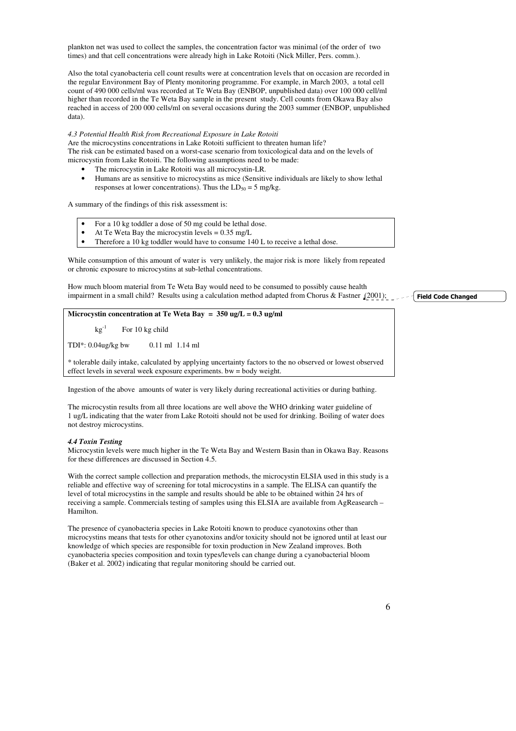plankton net was used to collect the samples, the concentration factor was minimal (of the order of two times) and that cell concentrations were already high in Lake Rotoiti (Nick Miller, Pers. comm.).

Also the total cyanobacteria cell count results were at concentration levels that on occasion are recorded in the regular Environment Bay of Plenty monitoring programme. For example, in March 2003, a total cell count of 490 000 cells/ml was recorded at Te Weta Bay (ENBOP, unpublished data) over 100 000 cell/ml higher than recorded in the Te Weta Bay sample in the present study. Cell counts from Okawa Bay also reached in access of 200 000 cells/ml on several occasions during the 2003 summer (ENBOP, unpublished data).

*4.3 Potential Health Risk from Recreational Exposure in Lake Rotoiti*

Are the microcystins concentrations in Lake Rotoiti sufficient to threaten human life?
The risk can be estimated based on a worst-case scenario from toxicological data and on the levels of microcystin from Lake Rotoiti. The following assumptions need to be made:

- The microcystin in Lake Rotoiti was all microcystin-LR.
- Humans are as sensitive to microcystins as mice (Sensitive individuals are likely to show lethal responses at lower concentrations). Thus the $LD_{50}$ = 5 mg/kg.

A summary of the findings of this risk assessment is:

- For a 10 kg toddler a dose of 50 mg could be lethal dose.
- At Te Weta Bay the microcystin levels = 0.35 mg/L
- Therefore a 10 kg toddler would have to consume 140 L to receive a lethal dose.

While consumption of this amount of water is very unlikely, the major risk is more likely from repeated or chronic exposure to microcystins at sub-lethal concentrations.

How much bloom material from Te Weta Bay would need to be consumed to possibly cause health impairment in a small child? Results using a calculation method adapted from Chorus & Fastner (2001);

**Microcystin concentration at Te Weta Bay = 350 ug/L = 0.3 ug/ml**

| | $kg^{-1}$ | For 10 kg child |
|---|---|---|
| TDI*: 0.04ug/kg bw | 0.11 ml | 1.14 ml |

\* tolerable daily intake, calculated by applying uncertainty factors to the no observed or lowest observed effect levels in several week exposure experiments. bw = body weight.

Ingestion of the above amounts of water is very likely during recreational activities or during bathing.

The microcystin results from all three locations are well above the WHO drinking water guideline of 1 ug/L indicating that the water from Lake Rotoiti should not be used for drinking. Boiling of water does not destroy microcystins.

***4.4 Toxin Testing***

Microcystin levels were much higher in the Te Weta Bay and Western Basin than in Okawa Bay. Reasons for these differences are discussed in Section 4.5.

With the correct sample collection and preparation methods, the microcystin ELSIA used in this study is a reliable and effective way of screening for total microcystins in a sample. The ELISA can quantify the level of total microcystins in the sample and results should be able to be obtained within 24 hrs of receiving a sample. Commercials testing of samples using this ELSIA are available from AgReasearch – Hamilton.

The presence of cyanobacteria species in Lake Rotoiti known to produce cyanotoxins other than microcystins means that tests for other cyanotoxins and/or toxicity should not be ignored until at least our knowledge of which species are responsible for toxin production in New Zealand improves. Both cyanobacteria species composition and toxin types/levels can change during a cyanobacterial bloom (Baker et al. 2002) indicating that regular monitoring should be carried out.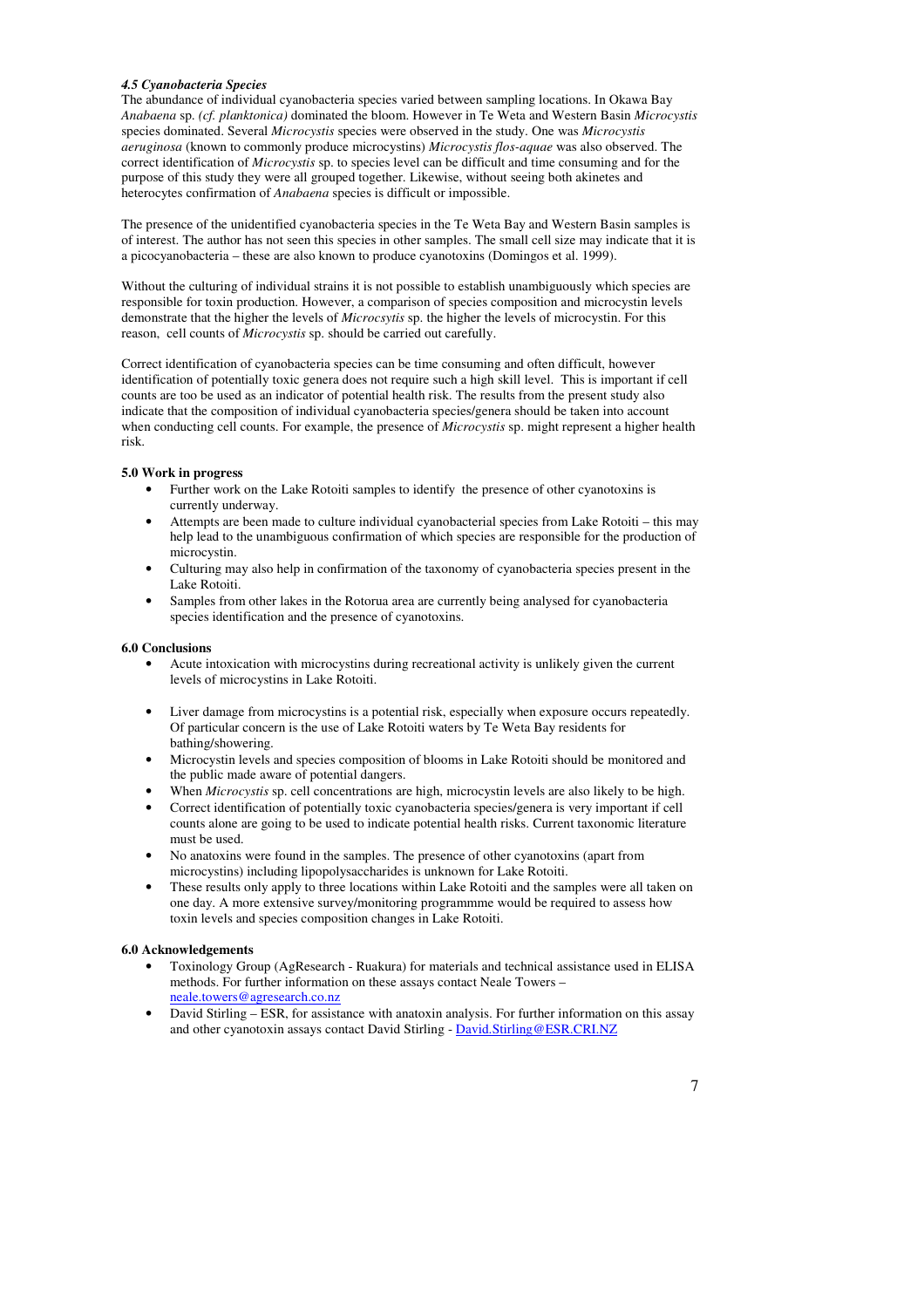### *4.5 Cyanobacteria Species*

The abundance of individual cyanobacteria species varied between sampling locations. In Okawa Bay *Anabaena* sp. *(cf. planktonica)* dominated the bloom. However in Te Weta and Western Basin *Microcystis* species dominated. Several *Microcystis* species were observed in the study. One was *Microcystis aeruginosa* (known to commonly produce microcystins) *Microcystis flos-aquae* was also observed. The correct identification of *Microcystis* sp. to species level can be difficult and time consuming and for the purpose of this study they were all grouped together. Likewise, without seeing both akinetes and heterocytes confirmation of *Anabaena* species is difficult or impossible.

The presence of the unidentified cyanobacteria species in the Te Weta Bay and Western Basin samples is of interest. The author has not seen this species in other samples. The small cell size may indicate that it is a picocyanobacteria – these are also known to produce cyanotoxins (Domingos et al. 1999).

Without the culturing of individual strains it is not possible to establish unambiguously which species are responsible for toxin production. However, a comparison of species composition and microcystin levels demonstrate that the higher the levels of *Microcsytis* sp. the higher the levels of microcystin. For this reason, cell counts of *Microcystis* sp. should be carried out carefully.

Correct identification of cyanobacteria species can be time consuming and often difficult, however identification of potentially toxic genera does not require such a high skill level. This is important if cell counts are too be used as an indicator of potential health risk. The results from the present study also indicate that the composition of individual cyanobacteria species/genera should be taken into account when conducting cell counts. For example, the presence of *Microcystis* sp. might represent a higher health risk.

## 5.0 Work in progress

- Further work on the Lake Rotoiti samples to identify the presence of other cyanotoxins is currently underway.
- Attempts are been made to culture individual cyanobacterial species from Lake Rotoiti – this may help lead to the unambiguous confirmation of which species are responsible for the production of microcystin.
- Culturing may also help in confirmation of the taxonomy of cyanobacteria species present in the Lake Rotoiti.
- Samples from other lakes in the Rotorua area are currently being analysed for cyanobacteria species identification and the presence of cyanotoxins.

## 6.0 Conclusions

- Acute intoxication with microcystins during recreational activity is unlikely given the current levels of microcystins in Lake Rotoiti.
- Liver damage from microcystins is a potential risk, especially when exposure occurs repeatedly. Of particular concern is the use of Lake Rotoiti waters by Te Weta Bay residents for bathing/showering.
- Microcystin levels and species composition of blooms in Lake Rotoiti should be monitored and the public made aware of potential dangers.
- When *Microcystis* sp. cell concentrations are high, microcystin levels are also likely to be high.
- Correct identification of potentially toxic cyanobacteria species/genera is very important if cell counts alone are going to be used to indicate potential health risks. Current taxonomic literature must be used.
- No anatoxins were found in the samples. The presence of other cyanotoxins (apart from microcystins) including lipopolysaccharides is unknown for Lake Rotoiti.
- These results only apply to three locations within Lake Rotoiti and the samples were all taken on one day. A more extensive survey/monitoring programmme would be required to assess how toxin levels and species composition changes in Lake Rotoiti.

## 6.0 Acknowledgements

- Toxinology Group (AgResearch - Ruakura) for materials and technical assistance used in ELISA methods. For further information on these assays contact Neale Towers – neale.towers@agresearch.co.nz
- David Stirling – ESR, for assistance with anatoxin analysis. For further information on this assay and other cyanotoxin assays contact David Stirling - David.Stirling@ESR.CRI.NZ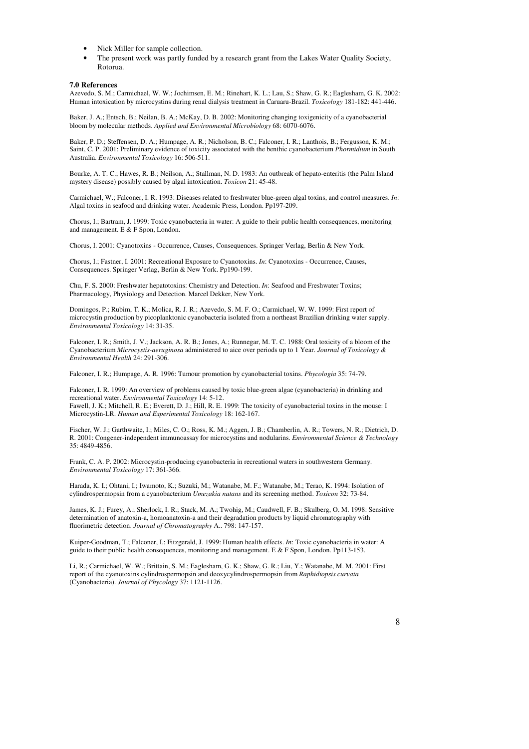- Nick Miller for sample collection.
- The present work was partly funded by a research grant from the Lakes Water Quality Society, Rotorua.

**7.0 References**

Azevedo, S. M.; Carmichael, W. W.; Jochimsen, E. M.; Rinehart, K. L.; Lau, S.; Shaw, G. R.; Eaglesham, G. K. 2002: Human intoxication by microcystins during renal dialysis treatment in Caruaru-Brazil. *Toxicology* 181-182: 441-446.

Baker, J. A.; Entsch, B.; Neilan, B. A.; McKay, D. B. 2002: Monitoring changing toxigenicity of a cyanobacterial bloom by molecular methods. *Applied and Environmental Microbiology* 68: 6070-6076.

Baker, P. D.; Steffensen, D. A.; Humpage, A. R.; Nicholson, B. C.; Falconer, I. R.; Lanthois, B.; Fergusson, K. M.; Saint, C. P. 2001: Preliminary evidence of toxicity associated with the benthic cyanobacterium *Phormidium* in South Australia. *Environmental Toxicology* 16: 506-511.

Bourke, A. T. C.; Hawes, R. B.; Neilson, A.; Stallman, N. D. 1983: An outbreak of hepato-enteritis (the Palm Island mystery disease) possibly caused by algal intoxication. *Toxicon* 21: 45-48.

Carmichael, W.; Falconer, I. R. 1993: Diseases related to freshwater blue-green algal toxins, and control measures. *In*: Algal toxins in seafood and drinking water. Academic Press, London. Pp197-209.

Chorus, I.; Bartram, J. 1999: Toxic cyanobacteria in water: A guide to their public health consequences, monitoring and management. E & F Spon, London.

Chorus, I. 2001: Cyanotoxins - Occurrence, Causes, Consequences. Springer Verlag, Berlin & New York.

Chorus, I.; Fastner, I. 2001: Recreational Exposure to Cyanotoxins. *In*: Cyanotoxins - Occurrence, Causes, Consequences. Springer Verlag, Berlin & New York. Pp190-199.

Chu, F. S. 2000: Freshwater hepatotoxins: Chemistry and Detection. *In*: Seafood and Freshwater Toxins; Pharmacology, Physiology and Detection. Marcel Dekker, New York.

Domingos, P.; Rubim, T. K.; Molica, R. J. R.; Azevedo, S. M. F. O.; Carmichael, W. W. 1999: First report of microcystin production by picoplanktonic cyanobacteria isolated from a northeast Brazilian drinking water supply. *Environmental Toxicology* 14: 31-35.

Falconer, I. R.; Smith, J. V.; Jackson, A. R. B.; Jones, A.; Runnegar, M. T. C. 1988: Oral toxicity of a bloom of the Cyanobacterium *Microcystis-aeruginosa* administered to aice over periods up to 1 Year. *Journal of Toxicology & Environmental Health* 24: 291-306.

Falconer, I. R.; Humpage, A. R. 1996: Tumour promotion by cyanobacterial toxins. *Phycologia* 35: 74-79.

Falconer, I. R. 1999: An overview of problems caused by toxic blue-green algae (cyanobacteria) in drinking and recreational water. *Environmental Toxicology* 14: 5-12.

Fawell, J. K.; Mitchell, R. E.; Everett, D. J.; Hill, R. E. 1999: The toxicity of cyanobacterial toxins in the mouse: I Microcystin-LR. *Human and Experimental Toxicology* 18: 162-167.

Fischer, W. J.; Garthwaite, I.; Miles, C. O.; Ross, K. M.; Aggen, J. B.; Chamberlin, A. R.; Towers, N. R.; Dietrich, D. R. 2001: Congener-independent immunoassay for microcystins and nodularins. *Environmental Science & Technology* 35: 4849-4856.

Frank, C. A. P. 2002: Microcystin-producing cyanobacteria in recreational waters in southwestern Germany. *Environmental Toxicology* 17: 361-366.

Harada, K. I.; Ohtani, I.; Iwamoto, K.; Suzuki, M.; Watanabe, M. F.; Watanabe, M.; Terao, K. 1994: Isolation of cylindrospermopsin from a cyanobacterium *Umezakia natans* and its screening method. *Toxicon* 32: 73-84.

James, K. J.; Furey, A.; Sherlock, I. R.; Stack, M. A.; Twohig, M.; Caudwell, F. B.; Skulberg, O. M. 1998: Sensitive determination of anatoxin-a, homoanatoxin-a and their degradation products by liquid chromatography with fluorimetric detection. *Journal of Chromatography* A.. 798: 147-157.

Kuiper-Goodman, T.; Falconer, I.; Fitzgerald, J. 1999: Human health effects. *In*: Toxic cyanobacteria in water: A guide to their public health consequences, monitoring and management. E & F Spon, London. Pp113-153.

Li, R.; Carmichael, W. W.; Brittain, S. M.; Eaglesham, G. K.; Shaw, G. R.; Liu, Y.; Watanabe, M. M. 2001: First report of the cyanotoxins cylindrospermopsin and deoxycylindrospermopsin from *Raphidiopsis curvata* (Cyanobacteria). *Journal of Phycology* 37: 1121-1126.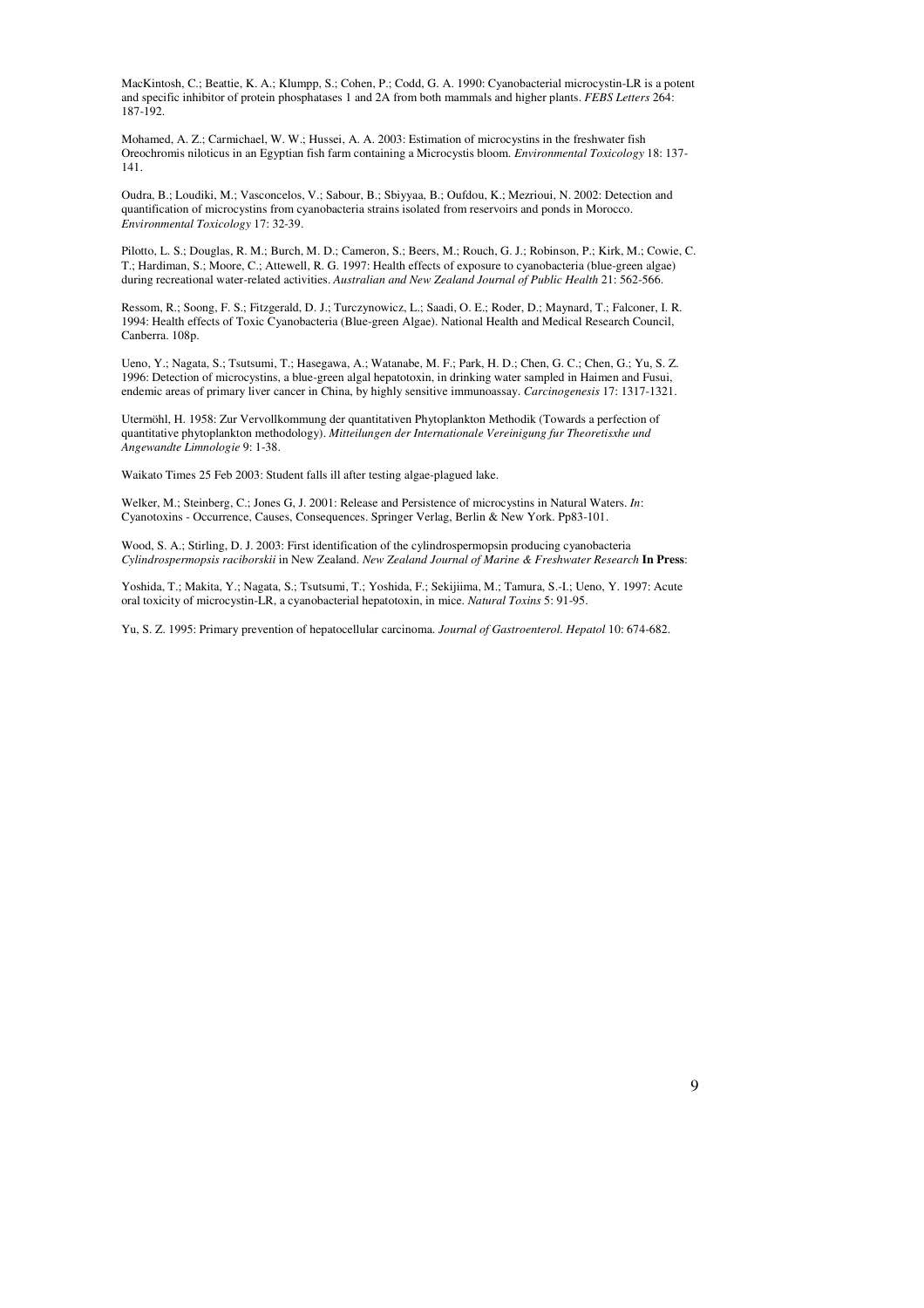MacKintosh, C.; Beattie, K. A.; Klumpp, S.; Cohen, P.; Codd, G. A. 1990: Cyanobacterial microcystin-LR is a potent and specific inhibitor of protein phosphatases 1 and 2A from both mammals and higher plants. *FEBS Letters* 264: 187-192.

Mohamed, A. Z.; Carmichael, W. W.; Hussei, A. A. 2003: Estimation of microcystins in the freshwater fish Oreochromis niloticus in an Egyptian fish farm containing a Microcystis bloom. *Environmental Toxicology* 18: 137-141.

Oudra, B.; Loudiki, M.; Vasconcelos, V.; Sabour, B.; Sbiyyaa, B.; Oufdou, K.; Mezrioui, N. 2002: Detection and quantification of microcystins from cyanobacteria strains isolated from reservoirs and ponds in Morocco. *Environmental Toxicology* 17: 32-39.

Pilotto, L. S.; Douglas, R. M.; Burch, M. D.; Cameron, S.; Beers, M.; Rouch, G. J.; Robinson, P.; Kirk, M.; Cowie, C. T.; Hardiman, S.; Moore, C.; Attewell, R. G. 1997: Health effects of exposure to cyanobacteria (blue-green algae) during recreational water-related activities. *Australian and New Zealand Journal of Public Health* 21: 562-566.

Ressom, R.; Soong, F. S.; Fitzgerald, D. J.; Turczynowicz, L.; Saadi, O. E.; Roder, D.; Maynard, T.; Falconer, I. R. 1994: Health effects of Toxic Cyanobacteria (Blue-green Algae). National Health and Medical Research Council, Canberra. 108p.

Ueno, Y.; Nagata, S.; Tsutsumi, T.; Hasegawa, A.; Watanabe, M. F.; Park, H. D.; Chen, G. C.; Chen, G.; Yu, S. Z. 1996: Detection of microcystins, a blue-green algal hepatotoxin, in drinking water sampled in Haimen and Fusui, endemic areas of primary liver cancer in China, by highly sensitive immunoassay. *Carcinogenesis* 17: 1317-1321.

Utermöhl, H. 1958: Zur Vervollkommung der quantitativen Phytoplankton Methodik (Towards a perfection of quantitative phytoplankton methodology). *Mitteilungen der Internationale Vereinigung fur Theoretisxhe und Angewandte Limnologie* 9: 1-38.

Waikato Times 25 Feb 2003: Student falls ill after testing algae-plagued lake.

Welker, M.; Steinberg, C.; Jones G, J. 2001: Release and Persistence of microcystins in Natural Waters. *In*: Cyanotoxins - Occurrence, Causes, Consequences. Springer Verlag, Berlin & New York. Pp83-101.

Wood, S. A.; Stirling, D. J. 2003: First identification of the cylindrospermopsin producing cyanobacteria *Cylindrospermopsis raciborskii* in New Zealand. *New Zealand Journal of Marine & Freshwater Research* **In Press**:

Yoshida, T.; Makita, Y.; Nagata, S.; Tsutsumi, T.; Yoshida, F.; Sekijiima, M.; Tamura, S.-I.; Ueno, Y. 1997: Acute oral toxicity of microcystin-LR, a cyanobacterial hepatotoxin, in mice. *Natural Toxins* 5: 91-95.

Yu, S. Z. 1995: Primary prevention of hepatocellular carcinoma. *Journal of Gastroenterol. Hepatol* 10: 674-682.